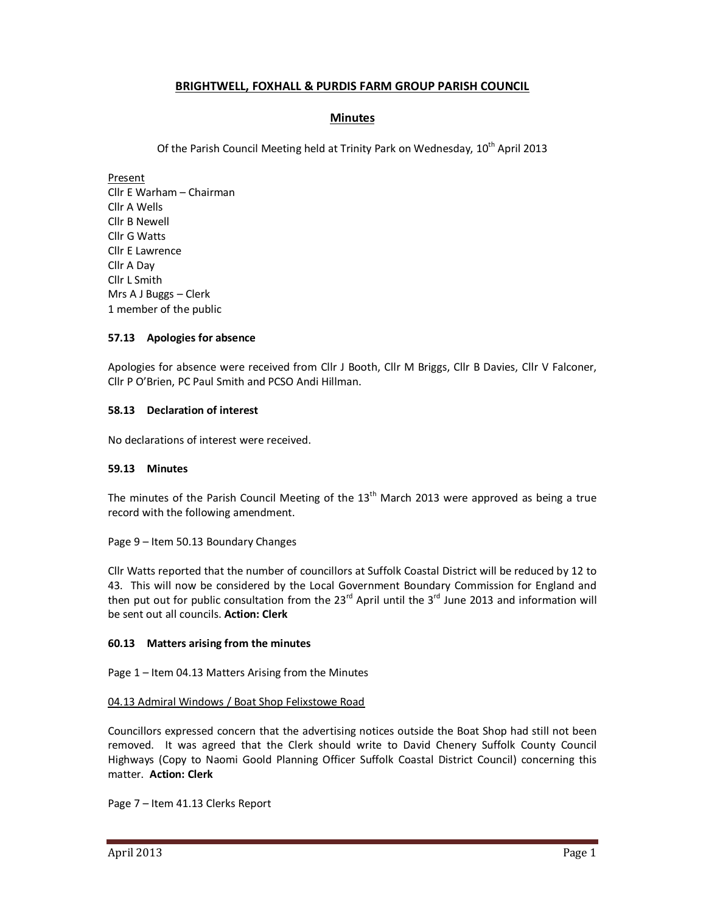# BRIGHTWELL, FOXHALL & PURDIS FARM GROUP PARISH COUNCIL

## Minutes

Of the Parish Council Meeting held at Trinity Park on Wednesday, 10th April 2013

Present
Cllr E Warham – Chairman
Cllr A Wells
Cllr B Newell
Cllr G Watts
Cllr E Lawrence
Cllr A Day
Cllr L Smith
Mrs A J Buggs – Clerk
1 member of the public

### 57.13 Apologies for absence

Apologies for absence were received from Cllr J Booth, Cllr M Briggs, Cllr B Davies, Cllr V Falconer, Cllr P O'Brien, PC Paul Smith and PCSO Andi Hillman.

### 58.13 Declaration of interest

No declarations of interest were received.

### 59.13 Minutes

The minutes of the Parish Council Meeting of the 13th March 2013 were approved as being a true record with the following amendment.

Page 9 – Item 50.13 Boundary Changes

Cllr Watts reported that the number of councillors at Suffolk Coastal District will be reduced by 12 to 43. This will now be considered by the Local Government Boundary Commission for England and then put out for public consultation from the 23rd April until the 3rd June 2013 and information will be sent out all councils. **Action: Clerk**

### 60.13 Matters arising from the minutes

Page 1 – Item 04.13 Matters Arising from the Minutes

04.13 Admiral Windows / Boat Shop Felixstowe Road

Councillors expressed concern that the advertising notices outside the Boat Shop had still not been removed. It was agreed that the Clerk should write to David Chenery Suffolk County Council Highways (Copy to Naomi Goold Planning Officer Suffolk Coastal District Council) concerning this matter. **Action: Clerk**

Page 7 – Item 41.13 Clerks Report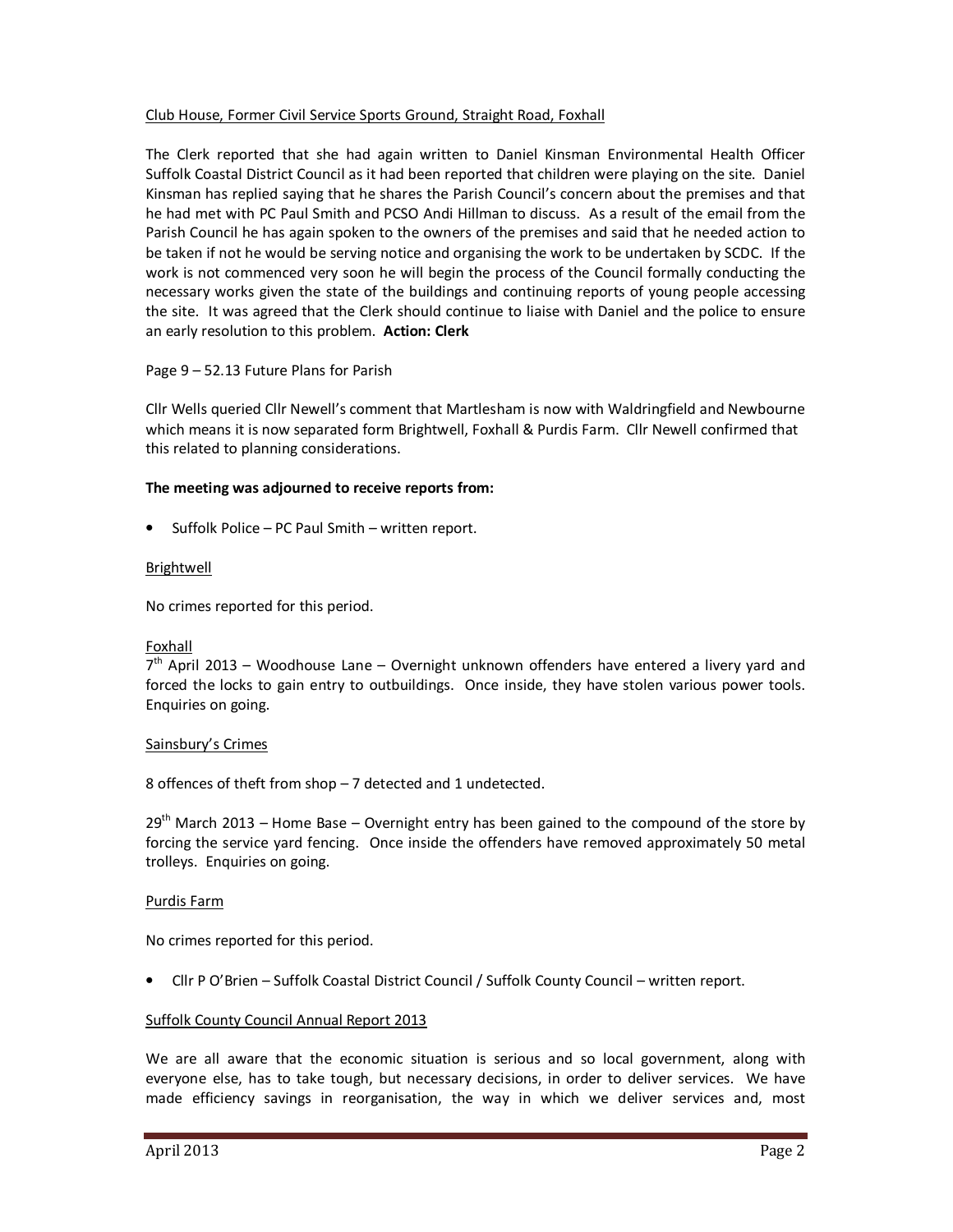Club House, Former Civil Service Sports Ground, Straight Road, Foxhall

The Clerk reported that she had again written to Daniel Kinsman Environmental Health Officer Suffolk Coastal District Council as it had been reported that children were playing on the site. Daniel Kinsman has replied saying that he shares the Parish Council's concern about the premises and that he had met with PC Paul Smith and PCSO Andi Hillman to discuss. As a result of the email from the Parish Council he has again spoken to the owners of the premises and said that he needed action to be taken if not he would be serving notice and organising the work to be undertaken by SCDC. If the work is not commenced very soon he will begin the process of the Council formally conducting the necessary works given the state of the buildings and continuing reports of young people accessing the site. It was agreed that the Clerk should continue to liaise with Daniel and the police to ensure an early resolution to this problem. **Action: Clerk**

Page 9 – 52.13 Future Plans for Parish

Cllr Wells queried Cllr Newell's comment that Martlesham is now with Waldringfield and Newbourne which means it is now separated form Brightwell, Foxhall & Purdis Farm. Cllr Newell confirmed that this related to planning considerations.

**The meeting was adjourned to receive reports from:**

- Suffolk Police – PC Paul Smith – written report.

Brightwell

No crimes reported for this period.

Foxhall
7th April 2013 – Woodhouse Lane – Overnight unknown offenders have entered a livery yard and forced the locks to gain entry to outbuildings. Once inside, they have stolen various power tools. Enquiries on going.

Sainsbury's Crimes

8 offences of theft from shop – 7 detected and 1 undetected.

29th March 2013 – Home Base – Overnight entry has been gained to the compound of the store by forcing the service yard fencing. Once inside the offenders have removed approximately 50 metal trolleys. Enquiries on going.

Purdis Farm

No crimes reported for this period.

- Cllr P O'Brien – Suffolk Coastal District Council / Suffolk County Council – written report.

Suffolk County Council Annual Report 2013

We are all aware that the economic situation is serious and so local government, along with everyone else, has to take tough, but necessary decisions, in order to deliver services. We have made efficiency savings in reorganisation, the way in which we deliver services and, most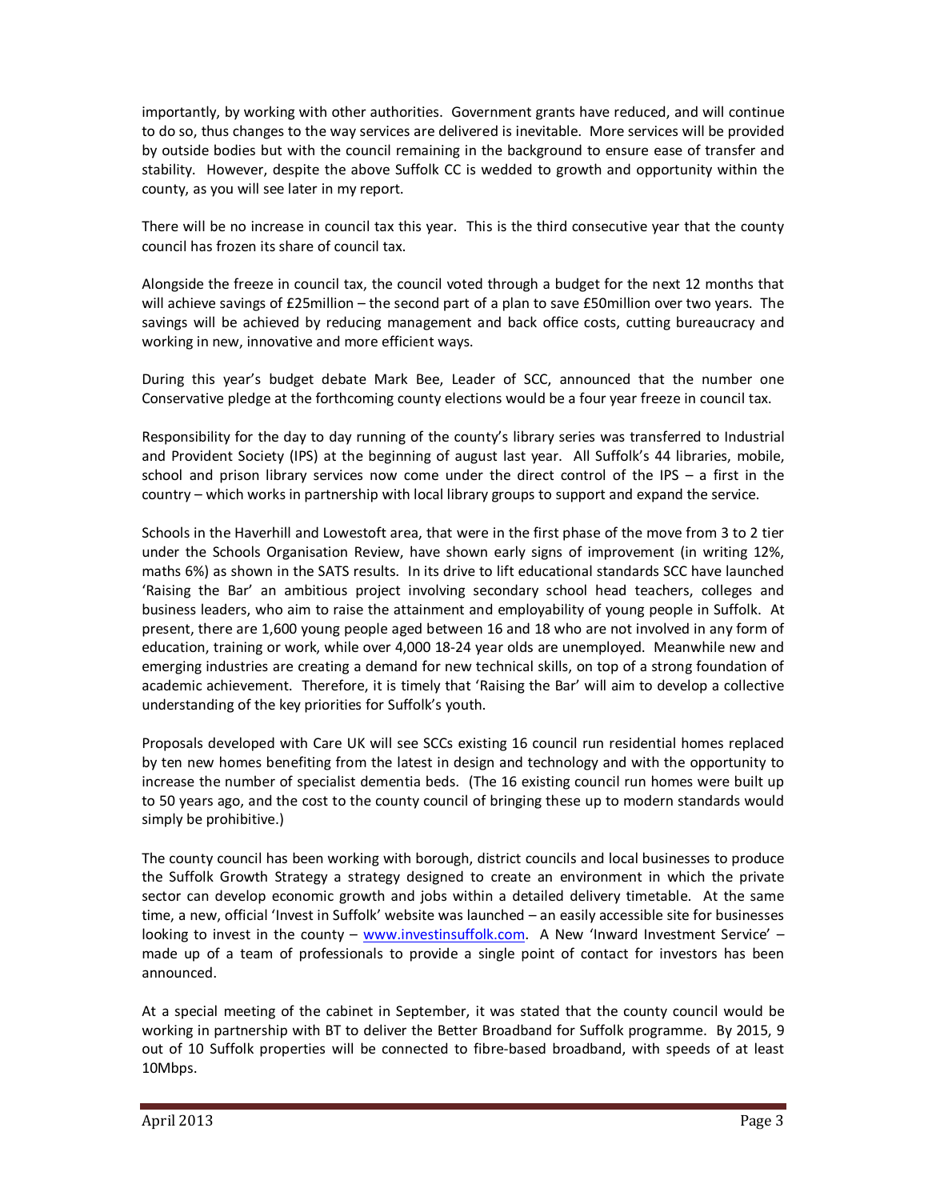importantly, by working with other authorities. Government grants have reduced, and will continue to do so, thus changes to the way services are delivered is inevitable. More services will be provided by outside bodies but with the council remaining in the background to ensure ease of transfer and stability. However, despite the above Suffolk CC is wedded to growth and opportunity within the county, as you will see later in my report.

There will be no increase in council tax this year. This is the third consecutive year that the county council has frozen its share of council tax.

Alongside the freeze in council tax, the council voted through a budget for the next 12 months that will achieve savings of £25million – the second part of a plan to save £50million over two years. The savings will be achieved by reducing management and back office costs, cutting bureaucracy and working in new, innovative and more efficient ways.

During this year's budget debate Mark Bee, Leader of SCC, announced that the number one Conservative pledge at the forthcoming county elections would be a four year freeze in council tax.

Responsibility for the day to day running of the county's library series was transferred to Industrial and Provident Society (IPS) at the beginning of august last year. All Suffolk's 44 libraries, mobile, school and prison library services now come under the direct control of the IPS – a first in the country – which works in partnership with local library groups to support and expand the service.

Schools in the Haverhill and Lowestoft area, that were in the first phase of the move from 3 to 2 tier under the Schools Organisation Review, have shown early signs of improvement (in writing 12%, maths 6%) as shown in the SATS results. In its drive to lift educational standards SCC have launched 'Raising the Bar' an ambitious project involving secondary school head teachers, colleges and business leaders, who aim to raise the attainment and employability of young people in Suffolk. At present, there are 1,600 young people aged between 16 and 18 who are not involved in any form of education, training or work, while over 4,000 18-24 year olds are unemployed. Meanwhile new and emerging industries are creating a demand for new technical skills, on top of a strong foundation of academic achievement. Therefore, it is timely that 'Raising the Bar' will aim to develop a collective understanding of the key priorities for Suffolk's youth.

Proposals developed with Care UK will see SCCs existing 16 council run residential homes replaced by ten new homes benefiting from the latest in design and technology and with the opportunity to increase the number of specialist dementia beds. (The 16 existing council run homes were built up to 50 years ago, and the cost to the county council of bringing these up to modern standards would simply be prohibitive.)

The county council has been working with borough, district councils and local businesses to produce the Suffolk Growth Strategy a strategy designed to create an environment in which the private sector can develop economic growth and jobs within a detailed delivery timetable. At the same time, a new, official 'Invest in Suffolk' website was launched – an easily accessible site for businesses looking to invest in the county – [www.investinsuffolk.com](http://www.investinsuffolk.com). A New 'Inward Investment Service' – made up of a team of professionals to provide a single point of contact for investors has been announced.

At a special meeting of the cabinet in September, it was stated that the county council would be working in partnership with BT to deliver the Better Broadband for Suffolk programme. By 2015, 9 out of 10 Suffolk properties will be connected to fibre-based broadband, with speeds of at least 10Mbps.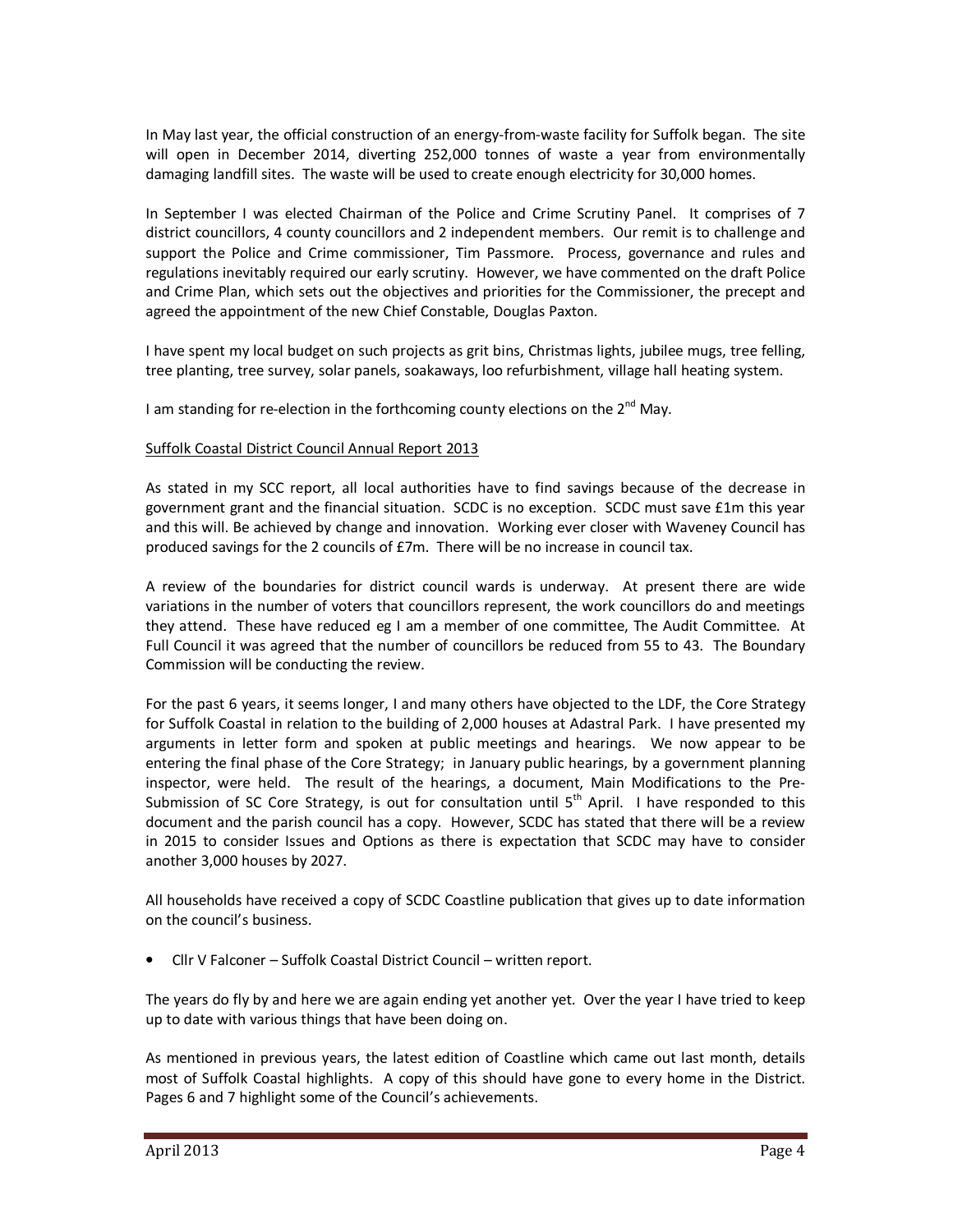In May last year, the official construction of an energy-from-waste facility for Suffolk began. The site will open in December 2014, diverting 252,000 tonnes of waste a year from environmentally damaging landfill sites. The waste will be used to create enough electricity for 30,000 homes.

In September I was elected Chairman of the Police and Crime Scrutiny Panel. It comprises of 7 district councillors, 4 county councillors and 2 independent members. Our remit is to challenge and support the Police and Crime commissioner, Tim Passmore. Process, governance and rules and regulations inevitably required our early scrutiny. However, we have commented on the draft Police and Crime Plan, which sets out the objectives and priorities for the Commissioner, the precept and agreed the appointment of the new Chief Constable, Douglas Paxton.

I have spent my local budget on such projects as grit bins, Christmas lights, jubilee mugs, tree felling, tree planting, tree survey, solar panels, soakaways, loo refurbishment, village hall heating system.

I am standing for re-election in the forthcoming county elections on the 2nd May.

<u>Suffolk Coastal District Council Annual Report 2013</u>

As stated in my SCC report, all local authorities have to find savings because of the decrease in government grant and the financial situation. SCDC is no exception. SCDC must save £1m this year and this will. Be achieved by change and innovation. Working ever closer with Waveney Council has produced savings for the 2 councils of £7m. There will be no increase in council tax.

A review of the boundaries for district council wards is underway. At present there are wide variations in the number of voters that councillors represent, the work councillors do and meetings they attend. These have reduced eg I am a member of one committee, The Audit Committee. At Full Council it was agreed that the number of councillors be reduced from 55 to 43. The Boundary Commission will be conducting the review.

For the past 6 years, it seems longer, I and many others have objected to the LDF, the Core Strategy for Suffolk Coastal in relation to the building of 2,000 houses at Adastral Park. I have presented my arguments in letter form and spoken at public meetings and hearings. We now appear to be entering the final phase of the Core Strategy; in January public hearings, by a government planning inspector, were held. The result of the hearings, a document, Main Modifications to the Pre-Submission of SC Core Strategy, is out for consultation until 5th April. I have responded to this document and the parish council has a copy. However, SCDC has stated that there will be a review in 2015 to consider Issues and Options as there is expectation that SCDC may have to consider another 3,000 houses by 2027.

All households have received a copy of SCDC Coastline publication that gives up to date information on the council's business.

- Cllr V Falconer – Suffolk Coastal District Council – written report.

The years do fly by and here we are again ending yet another yet. Over the year I have tried to keep up to date with various things that have been doing on.

As mentioned in previous years, the latest edition of Coastline which came out last month, details most of Suffolk Coastal highlights. A copy of this should have gone to every home in the District. Pages 6 and 7 highlight some of the Council's achievements.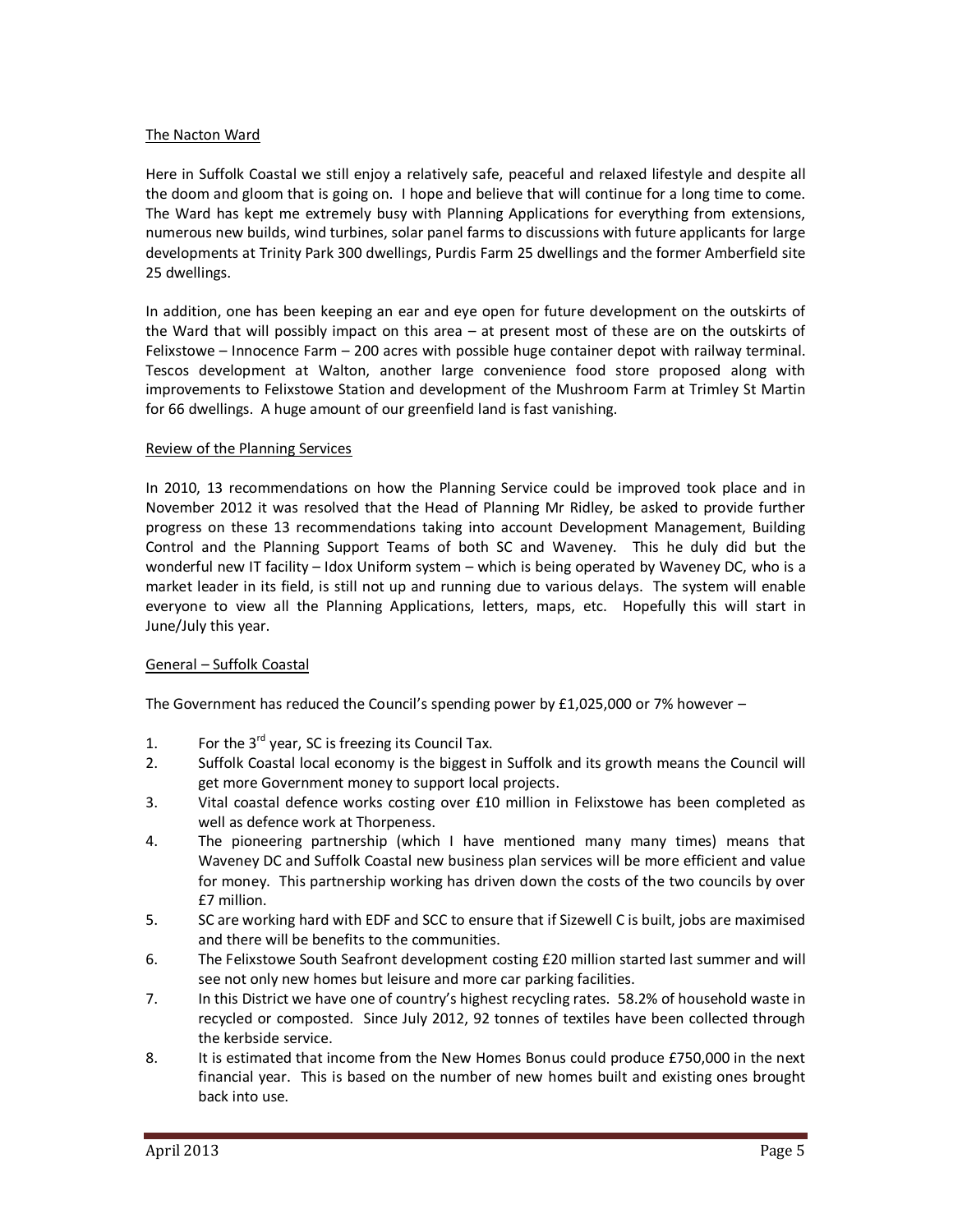## The Nacton Ward

Here in Suffolk Coastal we still enjoy a relatively safe, peaceful and relaxed lifestyle and despite all the doom and gloom that is going on. I hope and believe that will continue for a long time to come. The Ward has kept me extremely busy with Planning Applications for everything from extensions, numerous new builds, wind turbines, solar panel farms to discussions with future applicants for large developments at Trinity Park 300 dwellings, Purdis Farm 25 dwellings and the former Amberfield site 25 dwellings.

In addition, one has been keeping an ear and eye open for future development on the outskirts of the Ward that will possibly impact on this area – at present most of these are on the outskirts of Felixstowe – Innocence Farm – 200 acres with possible huge container depot with railway terminal. Tescos development at Walton, another large convenience food store proposed along with improvements to Felixstowe Station and development of the Mushroom Farm at Trimley St Martin for 66 dwellings. A huge amount of our greenfield land is fast vanishing.

## Review of the Planning Services

In 2010, 13 recommendations on how the Planning Service could be improved took place and in November 2012 it was resolved that the Head of Planning Mr Ridley, be asked to provide further progress on these 13 recommendations taking into account Development Management, Building Control and the Planning Support Teams of both SC and Waveney. This he duly did but the wonderful new IT facility – Idox Uniform system – which is being operated by Waveney DC, who is a market leader in its field, is still not up and running due to various delays. The system will enable everyone to view all the Planning Applications, letters, maps, etc. Hopefully this will start in June/July this year.

## General – Suffolk Coastal

The Government has reduced the Council's spending power by £1,025,000 or 7% however –

1. For the 3rd year, SC is freezing its Council Tax.
2. Suffolk Coastal local economy is the biggest in Suffolk and its growth means the Council will get more Government money to support local projects.
3. Vital coastal defence works costing over £10 million in Felixstowe has been completed as well as defence work at Thorpeness.
4. The pioneering partnership (which I have mentioned many many times) means that Waveney DC and Suffolk Coastal new business plan services will be more efficient and value for money. This partnership working has driven down the costs of the two councils by over £7 million.
5. SC are working hard with EDF and SCC to ensure that if Sizewell C is built, jobs are maximised and there will be benefits to the communities.
6. The Felixstowe South Seafront development costing £20 million started last summer and will see not only new homes but leisure and more car parking facilities.
7. In this District we have one of country's highest recycling rates. 58.2% of household waste in recycled or composted. Since July 2012, 92 tonnes of textiles have been collected through the kerbside service.
8. It is estimated that income from the New Homes Bonus could produce £750,000 in the next financial year. This is based on the number of new homes built and existing ones brought back into use.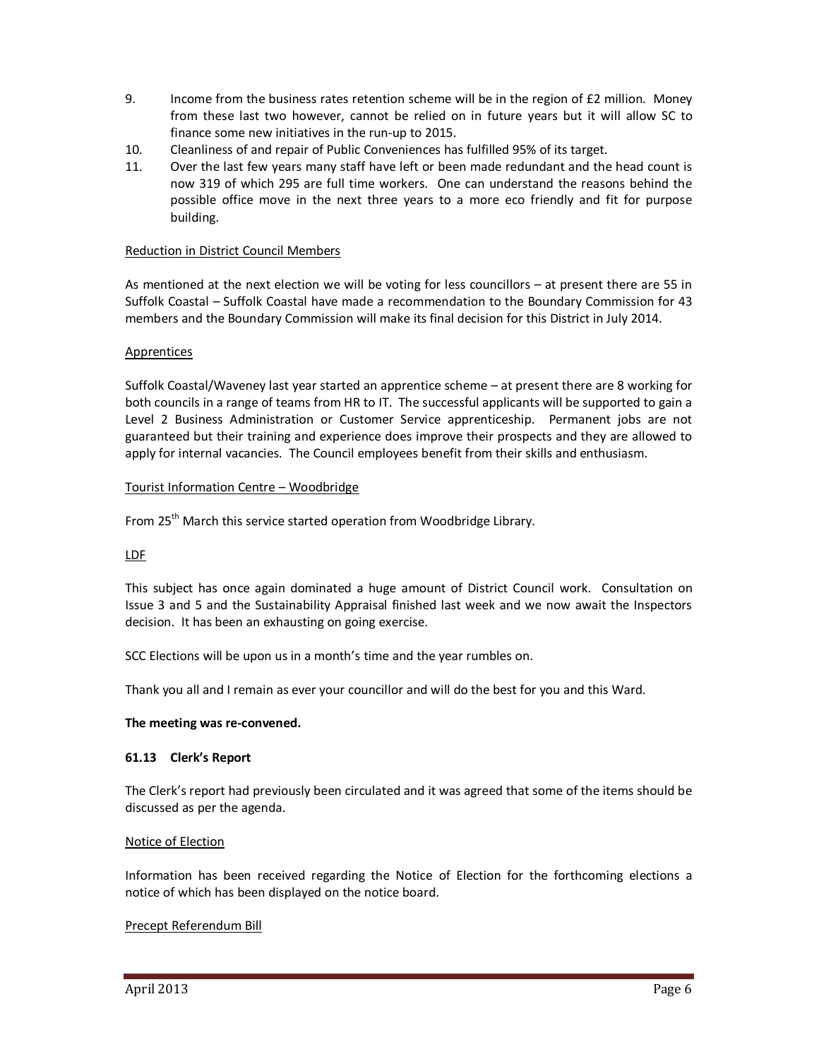9. Income from the business rates retention scheme will be in the region of £2 million. Money from these last two however, cannot be relied on in future years but it will allow SC to finance some new initiatives in the run-up to 2015.
10. Cleanliness of and repair of Public Conveniences has fulfilled 95% of its target.
11. Over the last few years many staff have left or been made redundant and the head count is now 319 of which 295 are full time workers. One can understand the reasons behind the possible office move in the next three years to a more eco friendly and fit for purpose building.

Reduction in District Council Members

As mentioned at the next election we will be voting for less councillors – at present there are 55 in Suffolk Coastal – Suffolk Coastal have made a recommendation to the Boundary Commission for 43 members and the Boundary Commission will make its final decision for this District in July 2014.

Apprentices

Suffolk Coastal/Waveney last year started an apprentice scheme – at present there are 8 working for both councils in a range of teams from HR to IT. The successful applicants will be supported to gain a Level 2 Business Administration or Customer Service apprenticeship. Permanent jobs are not guaranteed but their training and experience does improve their prospects and they are allowed to apply for internal vacancies. The Council employees benefit from their skills and enthusiasm.

Tourist Information Centre – Woodbridge

From 25th March this service started operation from Woodbridge Library.

LDF

This subject has once again dominated a huge amount of District Council work. Consultation on Issue 3 and 5 and the Sustainability Appraisal finished last week and we now await the Inspectors decision. It has been an exhausting on going exercise.

SCC Elections will be upon us in a month's time and the year rumbles on.

Thank you all and I remain as ever your councillor and will do the best for you and this Ward.

**The meeting was re-convened.**

**61.13 Clerk's Report**

The Clerk's report had previously been circulated and it was agreed that some of the items should be discussed as per the agenda.

Notice of Election

Information has been received regarding the Notice of Election for the forthcoming elections a notice of which has been displayed on the notice board.

Precept Referendum Bill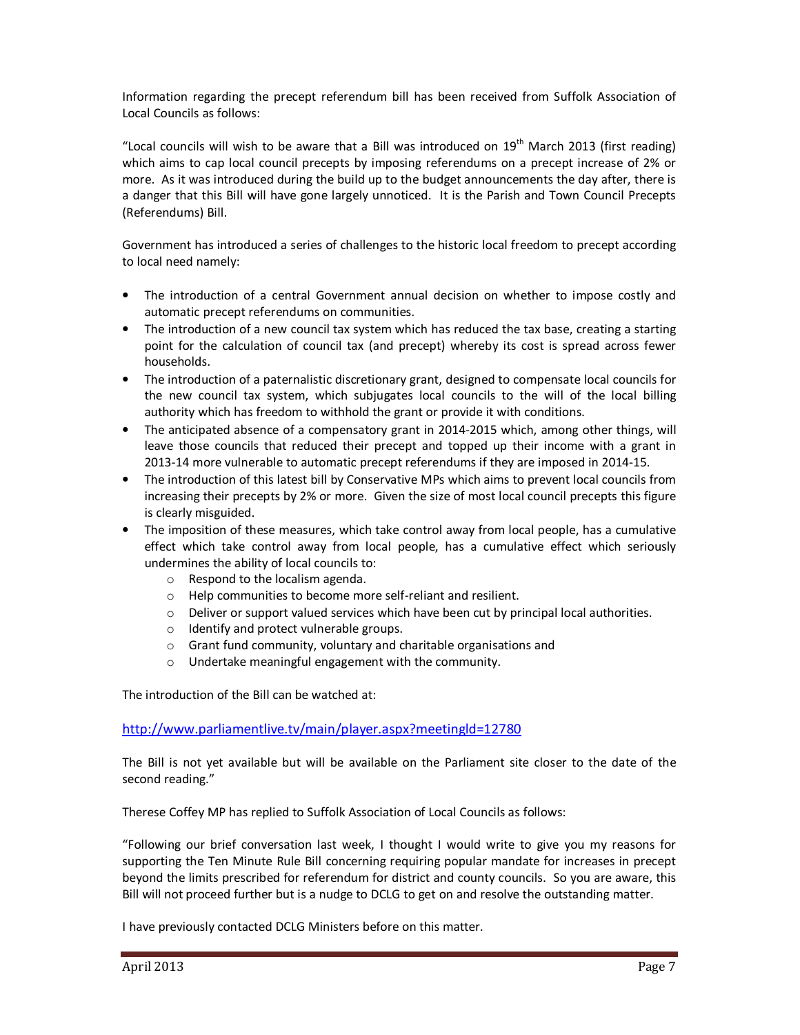Information regarding the precept referendum bill has been received from Suffolk Association of Local Councils as follows:

"Local councils will wish to be aware that a Bill was introduced on 19th March 2013 (first reading) which aims to cap local council precepts by imposing referendums on a precept increase of 2% or more. As it was introduced during the build up to the budget announcements the day after, there is a danger that this Bill will have gone largely unnoticed. It is the Parish and Town Council Precepts (Referendums) Bill.

Government has introduced a series of challenges to the historic local freedom to precept according to local need namely:

- The introduction of a central Government annual decision on whether to impose costly and automatic precept referendums on communities.
- The introduction of a new council tax system which has reduced the tax base, creating a starting point for the calculation of council tax (and precept) whereby its cost is spread across fewer households.
- The introduction of a paternalistic discretionary grant, designed to compensate local councils for the new council tax system, which subjugates local councils to the will of the local billing authority which has freedom to withhold the grant or provide it with conditions.
- The anticipated absence of a compensatory grant in 2014-2015 which, among other things, will leave those councils that reduced their precept and topped up their income with a grant in 2013-14 more vulnerable to automatic precept referendums if they are imposed in 2014-15.
- The introduction of this latest bill by Conservative MPs which aims to prevent local councils from increasing their precepts by 2% or more. Given the size of most local council precepts this figure is clearly misguided.
- The imposition of these measures, which take control away from local people, has a cumulative effect which take control away from local people, has a cumulative effect which seriously undermines the ability of local councils to:
  - Respond to the localism agenda.
  - Help communities to become more self-reliant and resilient.
  - Deliver or support valued services which have been cut by principal local authorities.
  - Identify and protect vulnerable groups.
  - Grant fund community, voluntary and charitable organisations and
  - Undertake meaningful engagement with the community.

The introduction of the Bill can be watched at:

http://www.parliamentlive.tv/main/player.aspx?meetingId=12780

The Bill is not yet available but will be available on the Parliament site closer to the date of the second reading."

Therese Coffey MP has replied to Suffolk Association of Local Councils as follows:

"Following our brief conversation last week, I thought I would write to give you my reasons for supporting the Ten Minute Rule Bill concerning requiring popular mandate for increases in precept beyond the limits prescribed for referendum for district and county councils. So you are aware, this Bill will not proceed further but is a nudge to DCLG to get on and resolve the outstanding matter.

I have previously contacted DCLG Ministers before on this matter.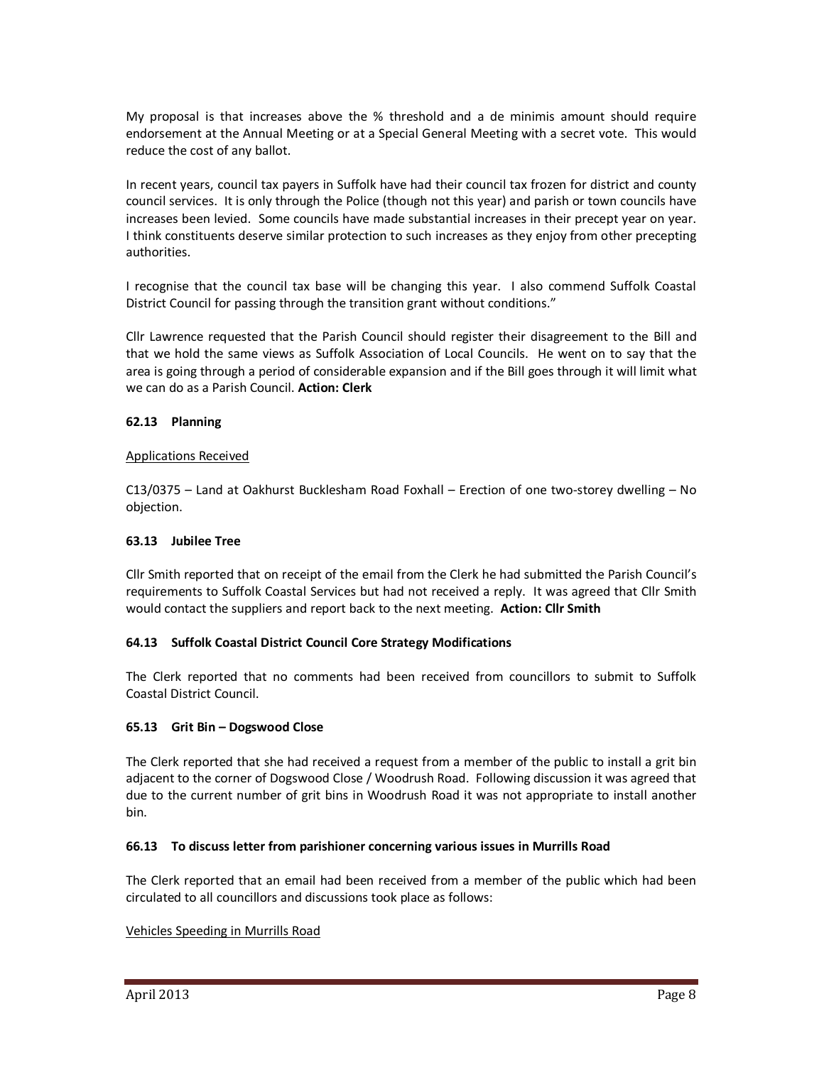My proposal is that increases above the % threshold and a de minimis amount should require endorsement at the Annual Meeting or at a Special General Meeting with a secret vote. This would reduce the cost of any ballot.

In recent years, council tax payers in Suffolk have had their council tax frozen for district and county council services. It is only through the Police (though not this year) and parish or town councils have increases been levied. Some councils have made substantial increases in their precept year on year. I think constituents deserve similar protection to such increases as they enjoy from other precepting authorities.

I recognise that the council tax base will be changing this year. I also commend Suffolk Coastal District Council for passing through the transition grant without conditions."

Cllr Lawrence requested that the Parish Council should register their disagreement to the Bill and that we hold the same views as Suffolk Association of Local Councils. He went on to say that the area is going through a period of considerable expansion and if the Bill goes through it will limit what we can do as a Parish Council. **Action: Clerk**

### 62.13 Planning

Applications Received

C13/0375 – Land at Oakhurst Bucklesham Road Foxhall – Erection of one two-storey dwelling – No objection.

### 63.13 Jubilee Tree

Cllr Smith reported that on receipt of the email from the Clerk he had submitted the Parish Council's requirements to Suffolk Coastal Services but had not received a reply. It was agreed that Cllr Smith would contact the suppliers and report back to the next meeting. **Action: Cllr Smith**

### 64.13 Suffolk Coastal District Council Core Strategy Modifications

The Clerk reported that no comments had been received from councillors to submit to Suffolk Coastal District Council.

### 65.13 Grit Bin – Dogswood Close

The Clerk reported that she had received a request from a member of the public to install a grit bin adjacent to the corner of Dogswood Close / Woodrush Road. Following discussion it was agreed that due to the current number of grit bins in Woodrush Road it was not appropriate to install another bin.

### 66.13 To discuss letter from parishioner concerning various issues in Murrills Road

The Clerk reported that an email had been received from a member of the public which had been circulated to all councillors and discussions took place as follows:

Vehicles Speeding in Murrills Road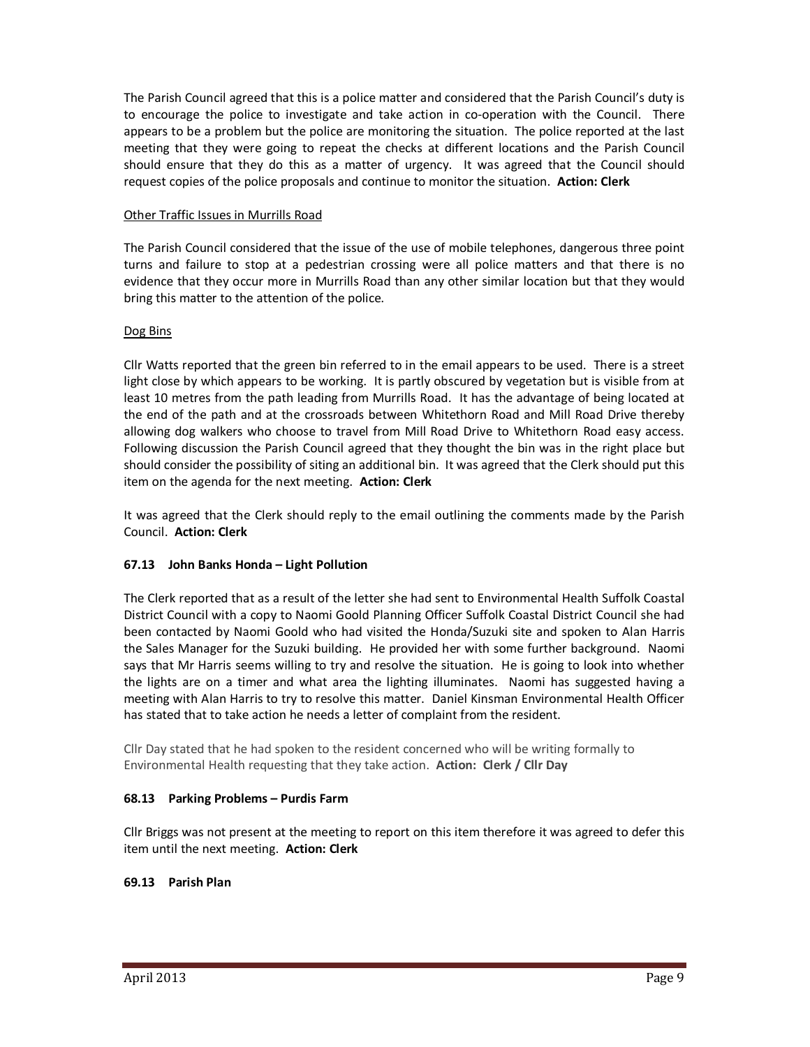The Parish Council agreed that this is a police matter and considered that the Parish Council's duty is to encourage the police to investigate and take action in co-operation with the Council. There appears to be a problem but the police are monitoring the situation. The police reported at the last meeting that they were going to repeat the checks at different locations and the Parish Council should ensure that they do this as a matter of urgency. It was agreed that the Council should request copies of the police proposals and continue to monitor the situation. **Action: Clerk**

Other Traffic Issues in Murrills Road

The Parish Council considered that the issue of the use of mobile telephones, dangerous three point turns and failure to stop at a pedestrian crossing were all police matters and that there is no evidence that they occur more in Murrills Road than any other similar location but that they would bring this matter to the attention of the police.

Dog Bins

Cllr Watts reported that the green bin referred to in the email appears to be used. There is a street light close by which appears to be working. It is partly obscured by vegetation but is visible from at least 10 metres from the path leading from Murrills Road. It has the advantage of being located at the end of the path and at the crossroads between Whitethorn Road and Mill Road Drive thereby allowing dog walkers who choose to travel from Mill Road Drive to Whitethorn Road easy access. Following discussion the Parish Council agreed that they thought the bin was in the right place but should consider the possibility of siting an additional bin. It was agreed that the Clerk should put this item on the agenda for the next meeting. **Action: Clerk**

It was agreed that the Clerk should reply to the email outlining the comments made by the Parish Council. **Action: Clerk**

### 67.13 John Banks Honda – Light Pollution

The Clerk reported that as a result of the letter she had sent to Environmental Health Suffolk Coastal District Council with a copy to Naomi Goold Planning Officer Suffolk Coastal District Council she had been contacted by Naomi Goold who had visited the Honda/Suzuki site and spoken to Alan Harris the Sales Manager for the Suzuki building. He provided her with some further background. Naomi says that Mr Harris seems willing to try and resolve the situation. He is going to look into whether the lights are on a timer and what area the lighting illuminates. Naomi has suggested having a meeting with Alan Harris to try to resolve this matter. Daniel Kinsman Environmental Health Officer has stated that to take action he needs a letter of complaint from the resident.

Cllr Day stated that he had spoken to the resident concerned who will be writing formally to Environmental Health requesting that they take action. **Action: Clerk / Cllr Day**

### 68.13 Parking Problems – Purdis Farm

Cllr Briggs was not present at the meeting to report on this item therefore it was agreed to defer this item until the next meeting. **Action: Clerk**

### 69.13 Parish Plan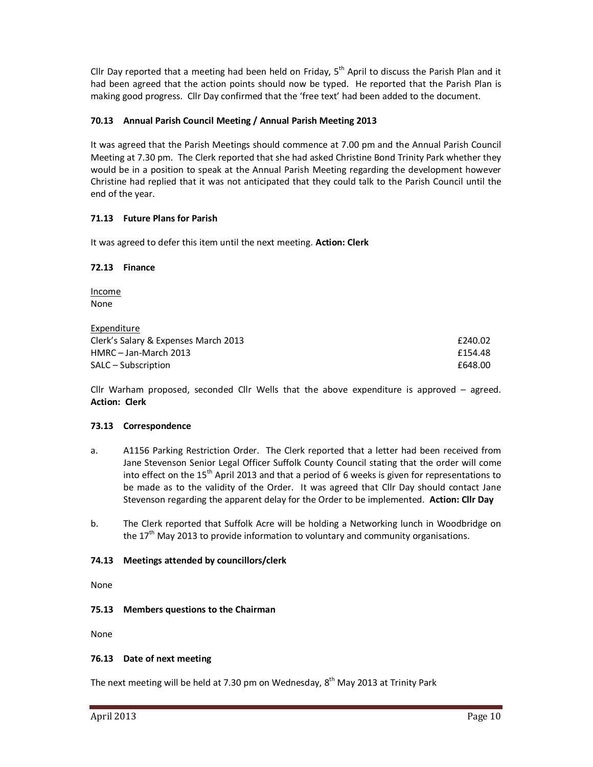Cllr Day reported that a meeting had been held on Friday, 5th April to discuss the Parish Plan and it had been agreed that the action points should now be typed. He reported that the Parish Plan is making good progress. Cllr Day confirmed that the 'free text' had been added to the document.

### 70.13 Annual Parish Council Meeting / Annual Parish Meeting 2013

It was agreed that the Parish Meetings should commence at 7.00 pm and the Annual Parish Council Meeting at 7.30 pm. The Clerk reported that she had asked Christine Bond Trinity Park whether they would be in a position to speak at the Annual Parish Meeting regarding the development however Christine had replied that it was not anticipated that they could talk to the Parish Council until the end of the year.

### 71.13 Future Plans for Parish

It was agreed to defer this item until the next meeting. **Action: Clerk**

### 72.13 Finance

<u>Income</u>
None

<u>Expenditure</u>

| | |
|---|---|
| Clerk's Salary & Expenses March 2013 | £240.02 |
| HMRC – Jan-March 2013 | £154.48 |
| SALC – Subscription | £648.00 |

Cllr Warham proposed, seconded Cllr Wells that the above expenditure is approved – agreed. **Action: Clerk**

### 73.13 Correspondence

a. A1156 Parking Restriction Order. The Clerk reported that a letter had been received from Jane Stevenson Senior Legal Officer Suffolk County Council stating that the order will come into effect on the 15th April 2013 and that a period of 6 weeks is given for representations to be made as to the validity of the Order. It was agreed that Cllr Day should contact Jane Stevenson regarding the apparent delay for the Order to be implemented. **Action: Cllr Day**

b. The Clerk reported that Suffolk Acre will be holding a Networking lunch in Woodbridge on the 17th May 2013 to provide information to voluntary and community organisations.

### 74.13 Meetings attended by councillors/clerk

None

### 75.13 Members questions to the Chairman

None

### 76.13 Date of next meeting

The next meeting will be held at 7.30 pm on Wednesday, 8th May 2013 at Trinity Park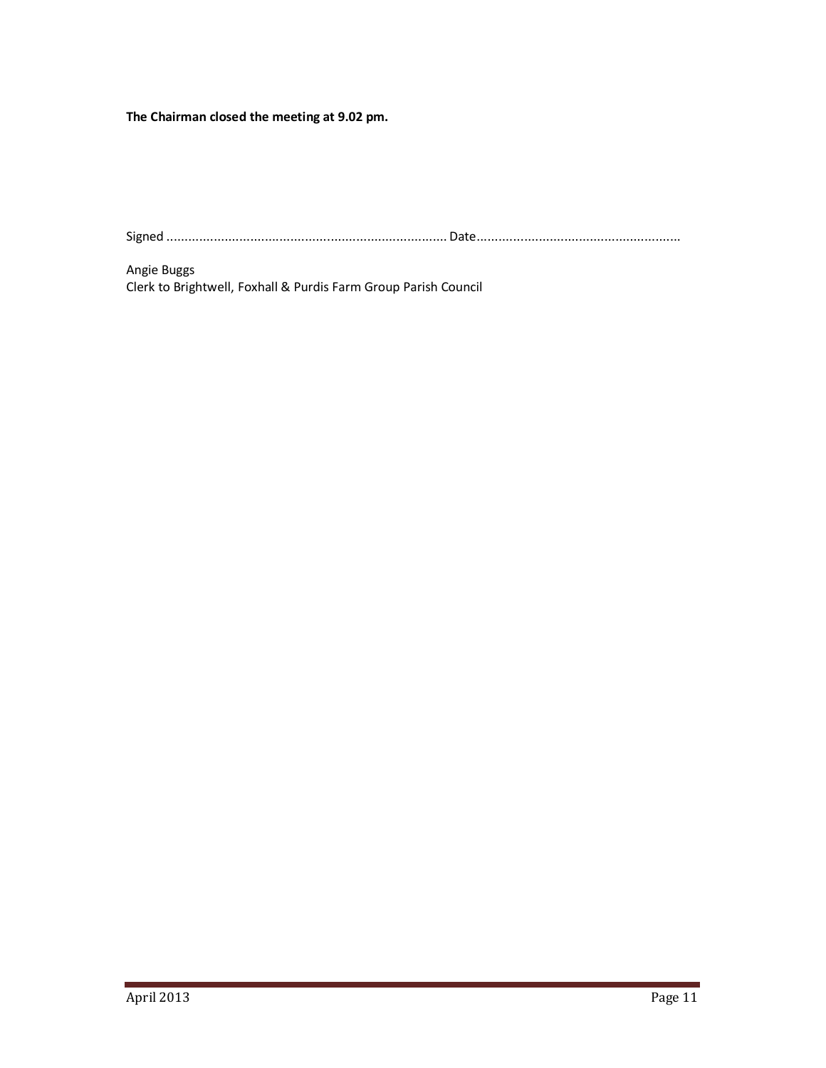**The Chairman closed the meeting at 9.02 pm.**

Signed ............................................................................ Date.......................................................

Angie Buggs
Clerk to Brightwell, Foxhall & Purdis Farm Group Parish Council